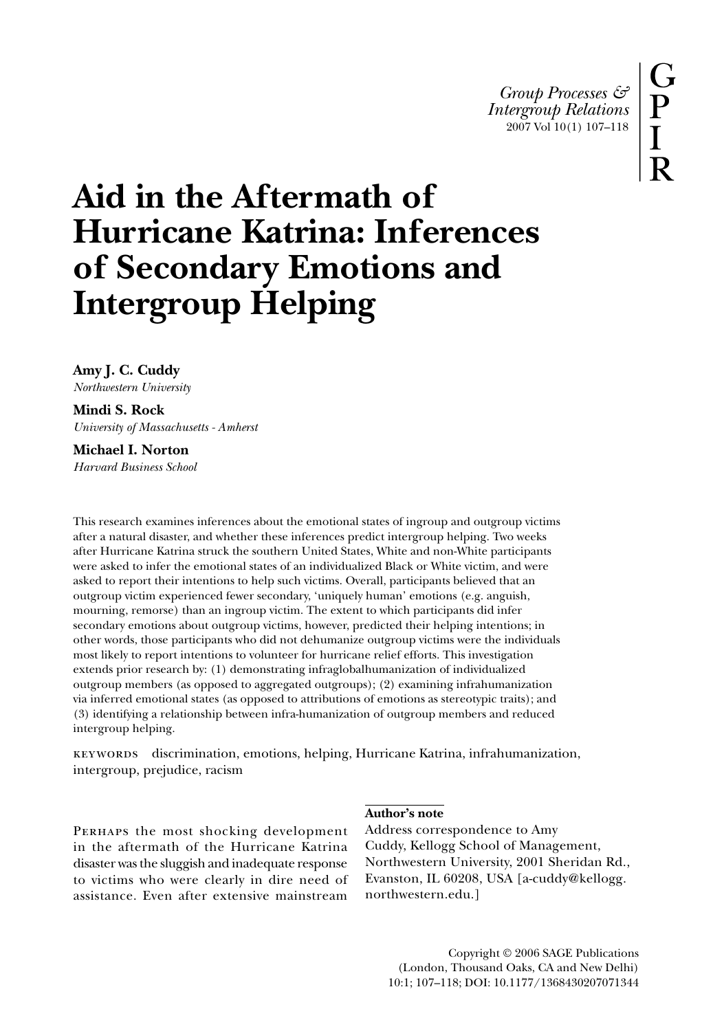# Aid in the Aftermath of Hurricane Katrina: Inferences of Secondary Emotions and Intergroup Helping

**Amy J. C. Cuddy**
*Northwestern University*

**Mindi S. Rock**
*University of Massachusetts - Amherst*

**Michael I. Norton**
*Harvard Business School*

This research examines inferences about the emotional states of ingroup and outgroup victims after a natural disaster, and whether these inferences predict intergroup helping. Two weeks after Hurricane Katrina struck the southern United States, White and non-White participants were asked to infer the emotional states of an individualized Black or White victim, and were asked to report their intentions to help such victims. Overall, participants believed that an outgroup victim experienced fewer secondary, 'uniquely human' emotions (e.g. anguish, mourning, remorse) than an ingroup victim. The extent to which participants did infer secondary emotions about outgroup victims, however, predicted their helping intentions; in other words, those participants who did not dehumanize outgroup victims were the individuals most likely to report intentions to volunteer for hurricane relief efforts. This investigation extends prior research by: (1) demonstrating infraglobalhumanization of individualized outgroup members (as opposed to aggregated outgroups); (2) examining infrahumanization via inferred emotional states (as opposed to attributions of emotions as stereotypic traits); and (3) identifying a relationship between infra-humanization of outgroup members and reduced intergroup helping.

KEYWORDS discrimination, emotions, helping, Hurricane Katrina, infrahumanization, intergroup, prejudice, racism

PERHAPS the most shocking development in the aftermath of the Hurricane Katrina disaster was the sluggish and inadequate response to victims who were clearly in dire need of assistance. Even after extensive mainstream

**Author's note**
Address correspondence to Amy Cuddy, Kellogg School of Management, Northwestern University, 2001 Sheridan Rd., Evanston, IL 60208, USA [a-cuddy@kellogg.northwestern.edu.]

Copyright © 2006 SAGE Publications (London, Thousand Oaks, CA and New Delhi) 10:1; 107–118; DOI: 10.1177/1368430207071344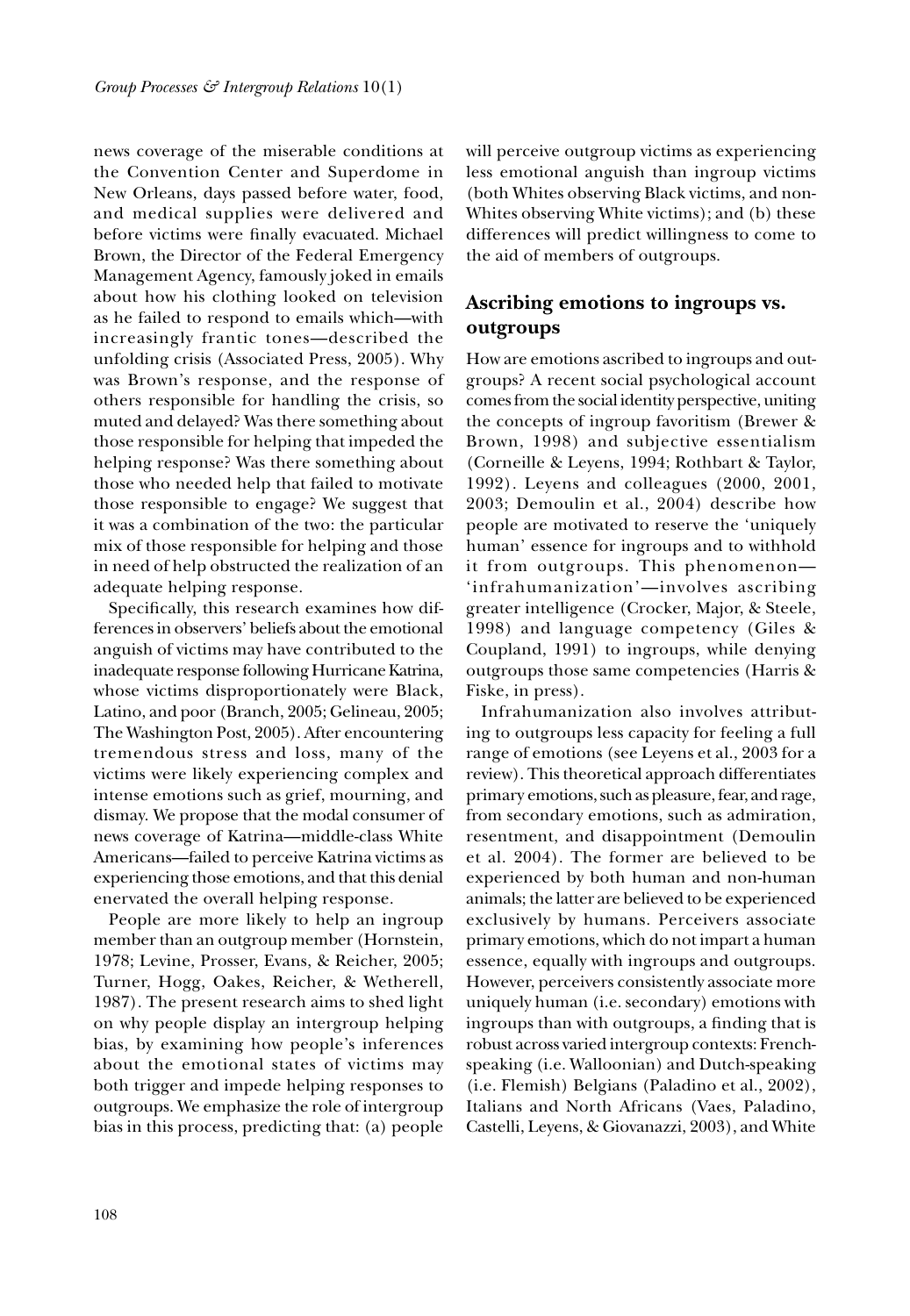news coverage of the miserable conditions at the Convention Center and Superdome in New Orleans, days passed before water, food, and medical supplies were delivered and before victims were finally evacuated. Michael Brown, the Director of the Federal Emergency Management Agency, famously joked in emails about how his clothing looked on television as he failed to respond to emails which—with increasingly frantic tones—described the unfolding crisis (Associated Press, 2005). Why was Brown's response, and the response of others responsible for handling the crisis, so muted and delayed? Was there something about those responsible for helping that impeded the helping response? Was there something about those who needed help that failed to motivate those responsible to engage? We suggest that it was a combination of the two: the particular mix of those responsible for helping and those in need of help obstructed the realization of an adequate helping response.

Specifically, this research examines how differences in observers' beliefs about the emotional anguish of victims may have contributed to the inadequate response following Hurricane Katrina, whose victims disproportionately were Black, Latino, and poor (Branch, 2005; Gelineau, 2005; The Washington Post, 2005). After encountering tremendous stress and loss, many of the victims were likely experiencing complex and intense emotions such as grief, mourning, and dismay. We propose that the modal consumer of news coverage of Katrina—middle-class White Americans—failed to perceive Katrina victims as experiencing those emotions, and that this denial enervated the overall helping response.

People are more likely to help an ingroup member than an outgroup member (Hornstein, 1978; Levine, Prosser, Evans, & Reicher, 2005; Turner, Hogg, Oakes, Reicher, & Wetherell, 1987). The present research aims to shed light on why people display an intergroup helping bias, by examining how people's inferences about the emotional states of victims may both trigger and impede helping responses to outgroups. We emphasize the role of intergroup bias in this process, predicting that: (a) people will perceive outgroup victims as experiencing less emotional anguish than ingroup victims (both Whites observing Black victims, and non-Whites observing White victims); and (b) these differences will predict willingness to come to the aid of members of outgroups.

## Ascribing emotions to ingroups vs. outgroups

How are emotions ascribed to ingroups and outgroups? A recent social psychological account comes from the social identity perspective, uniting the concepts of ingroup favoritism (Brewer & Brown, 1998) and subjective essentialism (Corneille & Leyens, 1994; Rothbart & Taylor, 1992). Leyens and colleagues (2000, 2001, 2003; Demoulin et al., 2004) describe how people are motivated to reserve the 'uniquely human' essence for ingroups and to withhold it from outgroups. This phenomenon—'infrahumanization'—involves ascribing greater intelligence (Crocker, Major, & Steele, 1998) and language competency (Giles & Coupland, 1991) to ingroups, while denying outgroups those same competencies (Harris & Fiske, in press).

Infrahumanization also involves attributing to outgroups less capacity for feeling a full range of emotions (see Leyens et al., 2003 for a review). This theoretical approach differentiates primary emotions, such as pleasure, fear, and rage, from secondary emotions, such as admiration, resentment, and disappointment (Demoulin et al. 2004). The former are believed to be experienced by both human and non-human animals; the latter are believed to be experienced exclusively by humans. Perceivers associate primary emotions, which do not impart a human essence, equally with ingroups and outgroups. However, perceivers consistently associate more uniquely human (i.e. secondary) emotions with ingroups than with outgroups, a finding that is robust across varied intergroup contexts: French-speaking (i.e. Walloonian) and Dutch-speaking (i.e. Flemish) Belgians (Paladino et al., 2002), Italians and North Africans (Vaes, Paladino, Castelli, Leyens, & Giovanazzi, 2003), and White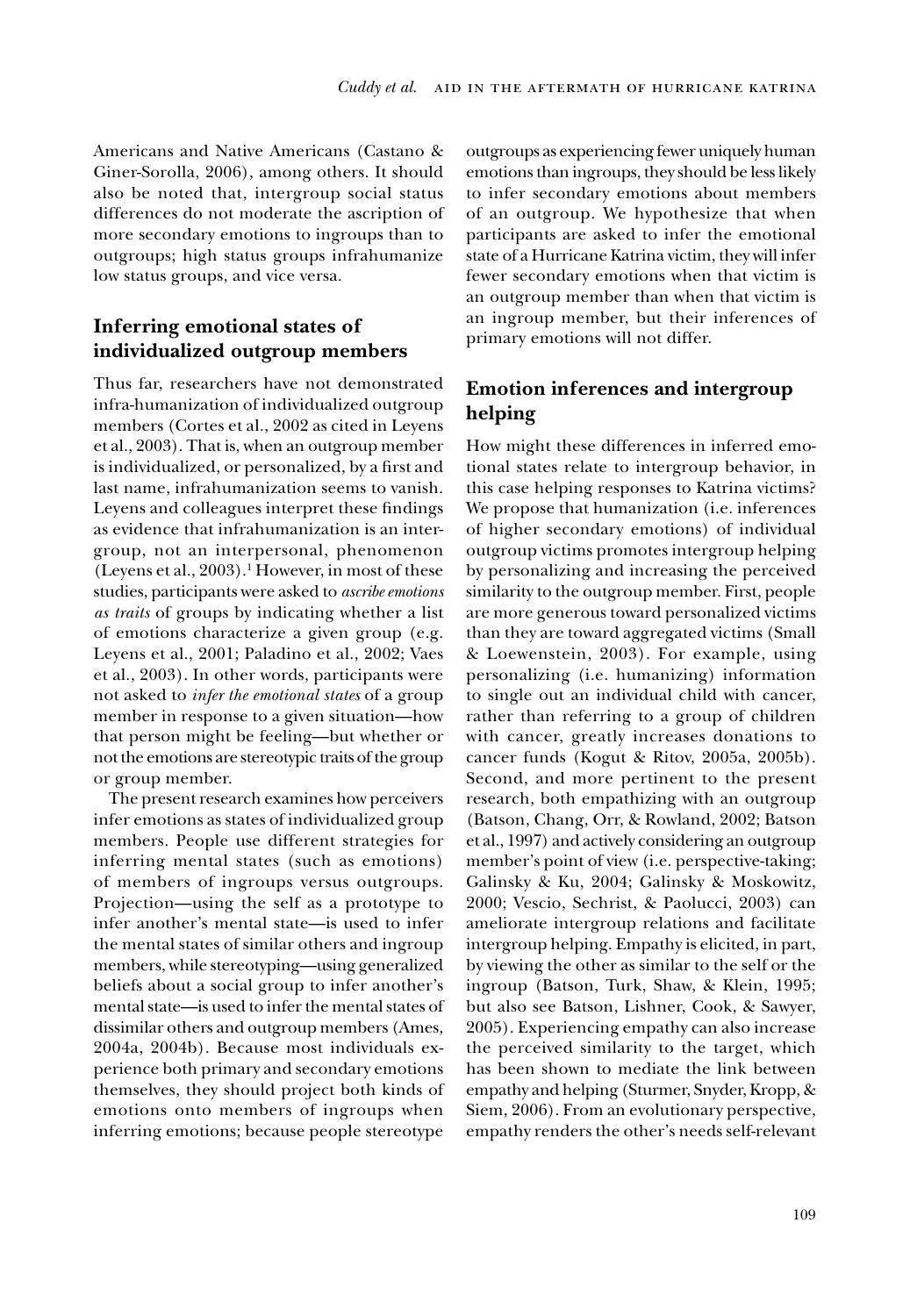Americans and Native Americans (Castano & Giner-Sorolla, 2006), among others. It should also be noted that, intergroup social status differences do not moderate the ascription of more secondary emotions to ingroups than to outgroups; high status groups infrahumanize low status groups, and vice versa.

## Inferring emotional states of individualized outgroup members

Thus far, researchers have not demonstrated infra-humanization of individualized outgroup members (Cortes et al., 2002 as cited in Leyens et al., 2003). That is, when an outgroup member is individualized, or personalized, by a first and last name, infrahumanization seems to vanish. Leyens and colleagues interpret these findings as evidence that infrahumanization is an intergroup, not an interpersonal, phenomenon (Leyens et al., 2003).[1] However, in most of these studies, participants were asked to *ascribe emotions as traits* of groups by indicating whether a list of emotions characterize a given group (e.g. Leyens et al., 2001; Paladino et al., 2002; Vaes et al., 2003). In other words, participants were not asked to *infer the emotional states* of a group member in response to a given situation—how that person might be feeling—but whether or not the emotions are stereotypic traits of the group or group member.

The present research examines how perceivers infer emotions as states of individualized group members. People use different strategies for inferring mental states (such as emotions) of members of ingroups versus outgroups. Projection—using the self as a prototype to infer another's mental state—is used to infer the mental states of similar others and ingroup members, while stereotyping—using generalized beliefs about a social group to infer another's mental state—is used to infer the mental states of dissimilar others and outgroup members (Ames, 2004a, 2004b). Because most individuals experience both primary and secondary emotions themselves, they should project both kinds of emotions onto members of ingroups when inferring emotions; because people stereotype outgroups as experiencing fewer uniquely human emotions than ingroups, they should be less likely to infer secondary emotions about members of an outgroup. We hypothesize that when participants are asked to infer the emotional state of a Hurricane Katrina victim, they will infer fewer secondary emotions when that victim is an outgroup member than when that victim is an ingroup member, but their inferences of primary emotions will not differ.

## Emotion inferences and intergroup helping

How might these differences in inferred emotional states relate to intergroup behavior, in this case helping responses to Katrina victims? We propose that humanization (i.e. inferences of higher secondary emotions) of individual outgroup victims promotes intergroup helping by personalizing and increasing the perceived similarity to the outgroup member. First, people are more generous toward personalized victims than they are toward aggregated victims (Small & Loewenstein, 2003). For example, using personalizing (i.e. humanizing) information to single out an individual child with cancer, rather than referring to a group of children with cancer, greatly increases donations to cancer funds (Kogut & Ritov, 2005a, 2005b). Second, and more pertinent to the present research, both empathizing with an outgroup (Batson, Chang, Orr, & Rowland, 2002; Batson et al., 1997) and actively considering an outgroup member's point of view (i.e. perspective-taking; Galinsky & Ku, 2004; Galinsky & Moskowitz, 2000; Vescio, Sechrist, & Paolucci, 2003) can ameliorate intergroup relations and facilitate intergroup helping. Empathy is elicited, in part, by viewing the other as similar to the self or the ingroup (Batson, Turk, Shaw, & Klein, 1995; but also see Batson, Lishner, Cook, & Sawyer, 2005). Experiencing empathy can also increase the perceived similarity to the target, which has been shown to mediate the link between empathy and helping (Sturmer, Snyder, Kropp, & Siem, 2006). From an evolutionary perspective, empathy renders the other's needs self-relevant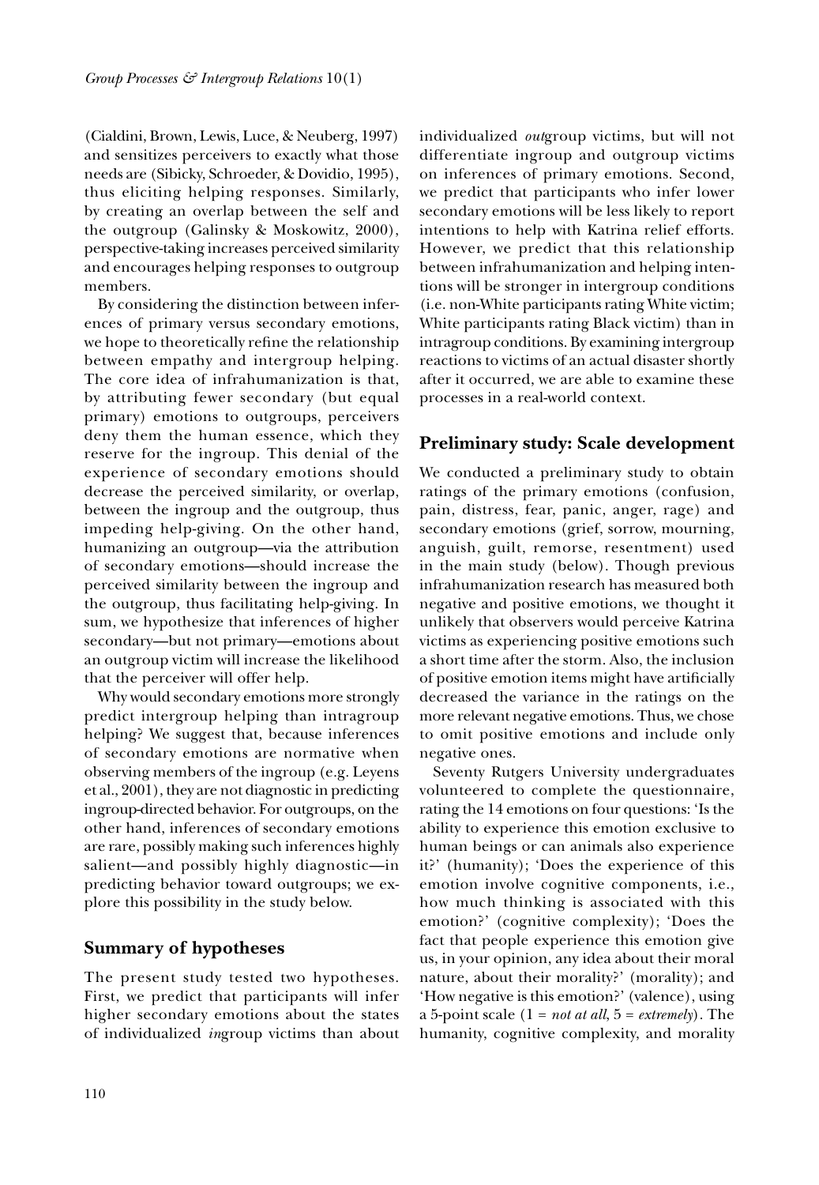(Cialdini, Brown, Lewis, Luce, & Neuberg, 1997) and sensitizes perceivers to exactly what those needs are (Sibicky, Schroeder, & Dovidio, 1995), thus eliciting helping responses. Similarly, by creating an overlap between the self and the outgroup (Galinsky & Moskowitz, 2000), perspective-taking increases perceived similarity and encourages helping responses to outgroup members.

By considering the distinction between inferences of primary versus secondary emotions, we hope to theoretically refine the relationship between empathy and intergroup helping. The core idea of infrahumanization is that, by attributing fewer secondary (but equal primary) emotions to outgroups, perceivers deny them the human essence, which they reserve for the ingroup. This denial of the experience of secondary emotions should decrease the perceived similarity, or overlap, between the ingroup and the outgroup, thus impeding help-giving. On the other hand, humanizing an outgroup—via the attribution of secondary emotions—should increase the perceived similarity between the ingroup and the outgroup, thus facilitating help-giving. In sum, we hypothesize that inferences of higher secondary—but not primary—emotions about an outgroup victim will increase the likelihood that the perceiver will offer help.

Why would secondary emotions more strongly predict intergroup helping than intragroup helping? We suggest that, because inferences of secondary emotions are normative when observing members of the ingroup (e.g. Leyens et al., 2001), they are not diagnostic in predicting ingroup-directed behavior. For outgroups, on the other hand, inferences of secondary emotions are rare, possibly making such inferences highly salient—and possibly highly diagnostic—in predicting behavior toward outgroups; we explore this possibility in the study below.

## Summary of hypotheses

The present study tested two hypotheses. First, we predict that participants will infer higher secondary emotions about the states of individualized *in*group victims than about individualized *out*group victims, but will not differentiate ingroup and outgroup victims on inferences of primary emotions. Second, we predict that participants who infer lower secondary emotions will be less likely to report intentions to help with Katrina relief efforts. However, we predict that this relationship between infrahumanization and helping intentions will be stronger in intergroup conditions (i.e. non-White participants rating White victim; White participants rating Black victim) than in intragroup conditions. By examining intergroup reactions to victims of an actual disaster shortly after it occurred, we are able to examine these processes in a real-world context.

## Preliminary study: Scale development

We conducted a preliminary study to obtain ratings of the primary emotions (confusion, pain, distress, fear, panic, anger, rage) and secondary emotions (grief, sorrow, mourning, anguish, guilt, remorse, resentment) used in the main study (below). Though previous infrahumanization research has measured both negative and positive emotions, we thought it unlikely that observers would perceive Katrina victims as experiencing positive emotions such a short time after the storm. Also, the inclusion of positive emotion items might have artificially decreased the variance in the ratings on the more relevant negative emotions. Thus, we chose to omit positive emotions and include only negative ones.

Seventy Rutgers University undergraduates volunteered to complete the questionnaire, rating the 14 emotions on four questions: 'Is the ability to experience this emotion exclusive to human beings or can animals also experience it?' (humanity); 'Does the experience of this emotion involve cognitive components, i.e., how much thinking is associated with this emotion?' (cognitive complexity); 'Does the fact that people experience this emotion give us, in your opinion, any idea about their moral nature, about their morality?' (morality); and 'How negative is this emotion?' (valence), using a 5-point scale (1 = *not at all*, 5 = *extremely*). The humanity, cognitive complexity, and morality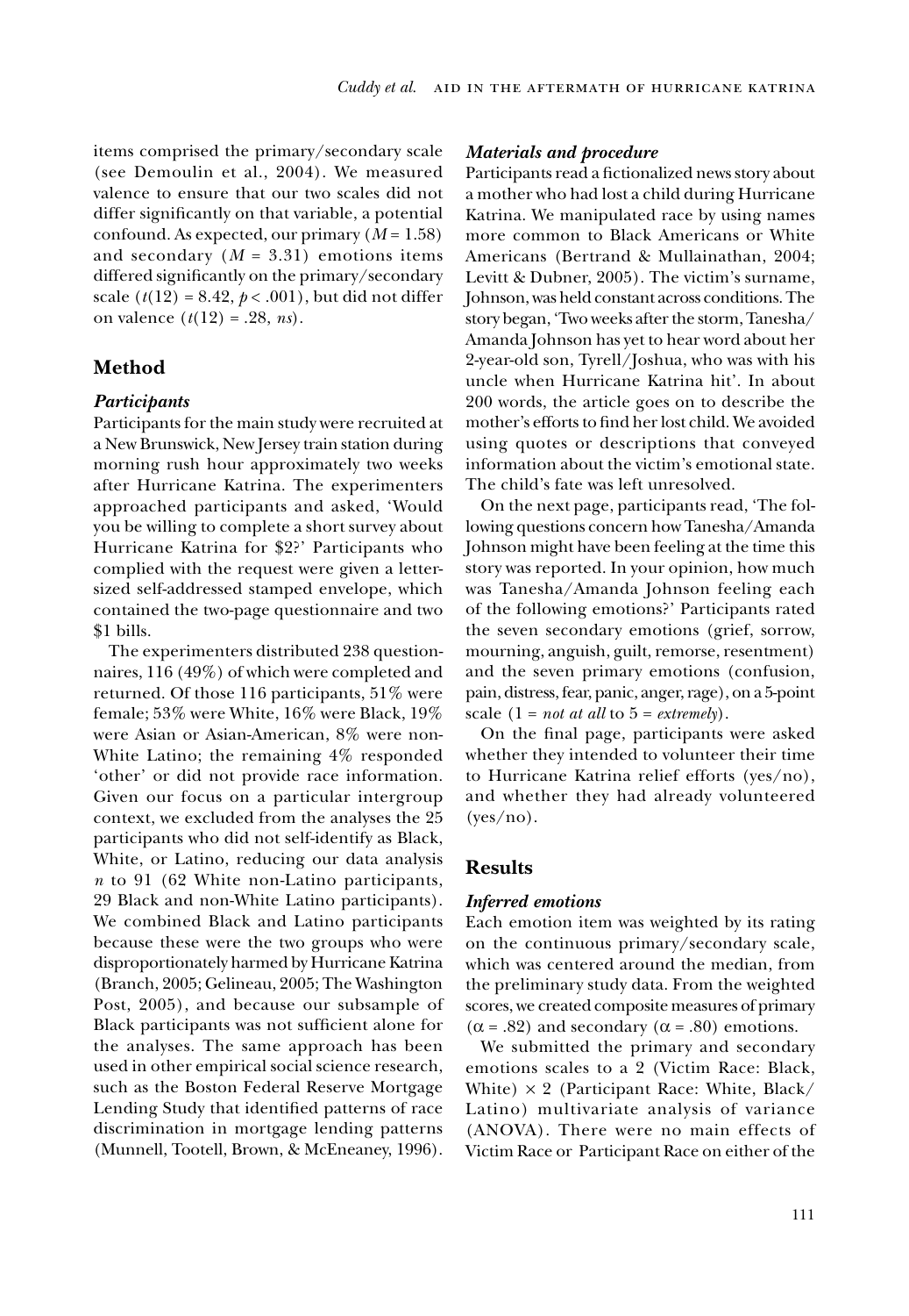items comprised the primary/secondary scale (see Demoulin et al., 2004). We measured valence to ensure that our two scales did not differ significantly on that variable, a potential confound. As expected, our primary ($M = 1.58$) and secondary ($M = 3.31$) emotions items differed significantly on the primary/secondary scale ($t(12) = 8.42$, $p < .001$), but did not differ on valence ($t(12) = .28$, *ns*).

## Method

### Participants

Participants for the main study were recruited at a New Brunswick, New Jersey train station during morning rush hour approximately two weeks after Hurricane Katrina. The experimenters approached participants and asked, 'Would you be willing to complete a short survey about Hurricane Katrina for $2?' Participants who complied with the request were given a letter-sized self-addressed stamped envelope, which contained the two-page questionnaire and two $1 bills.

The experimenters distributed 238 questionnaires, 116 (49%) of which were completed and returned. Of those 116 participants, 51% were female; 53% were White, 16% were Black, 19% were Asian or Asian-American, 8% were non-White Latino; the remaining 4% responded 'other' or did not provide race information. Given our focus on a particular intergroup context, we excluded from the analyses the 25 participants who did not self-identify as Black, White, or Latino, reducing our data analysis $n$ to 91 (62 White non-Latino participants, 29 Black and non-White Latino participants). We combined Black and Latino participants because these were the two groups who were disproportionately harmed by Hurricane Katrina (Branch, 2005; Gelineau, 2005; The Washington Post, 2005), and because our subsample of Black participants was not sufficient alone for the analyses. The same approach has been used in other empirical social science research, such as the Boston Federal Reserve Mortgage Lending Study that identified patterns of race discrimination in mortgage lending patterns (Munnell, Tootell, Brown, & McEneaney, 1996).

### Materials and procedure

Participants read a fictionalized news story about a mother who had lost a child during Hurricane Katrina. We manipulated race by using names more common to Black Americans or White Americans (Bertrand & Mullainathan, 2004; Levitt & Dubner, 2005). The victim's surname, Johnson, was held constant across conditions. The story began, 'Two weeks after the storm, Tanesha/Amanda Johnson has yet to hear word about her 2-year-old son, Tyrell/Joshua, who was with his uncle when Hurricane Katrina hit'. In about 200 words, the article goes on to describe the mother's efforts to find her lost child. We avoided using quotes or descriptions that conveyed information about the victim's emotional state. The child's fate was left unresolved.

On the next page, participants read, 'The following questions concern how Tanesha/Amanda Johnson might have been feeling at the time this story was reported. In your opinion, how much was Tanesha/Amanda Johnson feeling each of the following emotions?' Participants rated the seven secondary emotions (grief, sorrow, mourning, anguish, guilt, remorse, resentment) and the seven primary emotions (confusion, pain, distress, fear, panic, anger, rage), on a 5-point scale (1 = *not at all* to 5 = *extremely*).

On the final page, participants were asked whether they intended to volunteer their time to Hurricane Katrina relief efforts (yes/no), and whether they had already volunteered (yes/no).

## Results

### Inferred emotions

Each emotion item was weighted by its rating on the continuous primary/secondary scale, which was centered around the median, from the preliminary study data. From the weighted scores, we created composite measures of primary ($\alpha = .82$) and secondary ($\alpha = .80$) emotions.

We submitted the primary and secondary emotions scales to a 2 (Victim Race: Black, White) $\times$ 2 (Participant Race: White, Black/Latino) multivariate analysis of variance (ANOVA). There were no main effects of Victim Race or Participant Race on either of the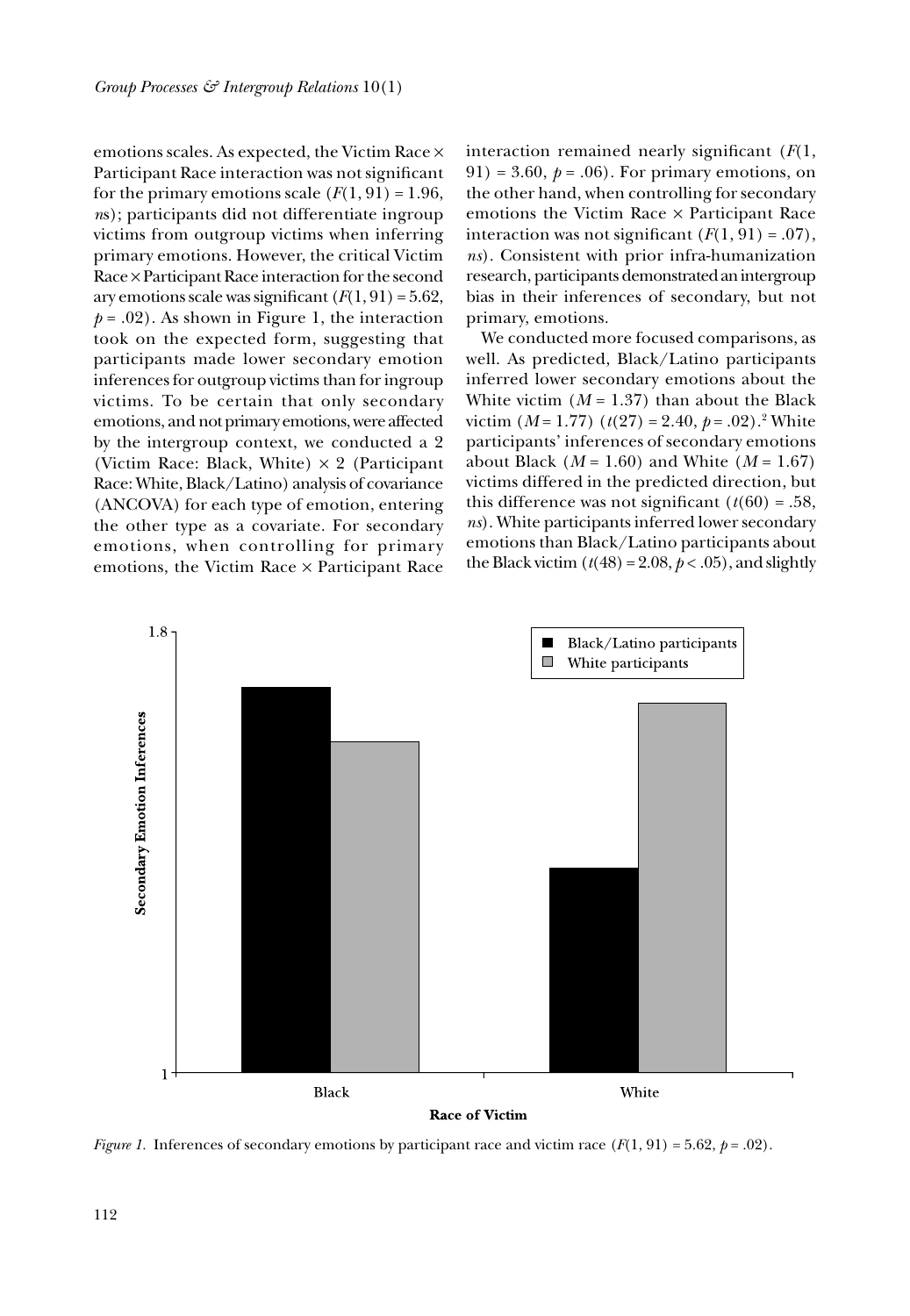emotions scales. As expected, the Victim Race × Participant Race interaction was not significant for the primary emotions scale ($F(1, 91) = 1.96$, *ns*); participants did not differentiate ingroup victims from outgroup victims when inferring primary emotions. However, the critical Victim Race × Participant Race interaction for the secondary emotions scale was significant ($F(1, 91) = 5.62$, $p = .02$). As shown in Figure 1, the interaction took on the expected form, suggesting that participants made lower secondary emotion inferences for outgroup victims than for ingroup victims. To be certain that only secondary emotions, and not primary emotions, were affected by the intergroup context, we conducted a 2 (Victim Race: Black, White) × 2 (Participant Race: White, Black/Latino) analysis of covariance (ANCOVA) for each type of emotion, entering the other type as a covariate. For secondary emotions, when controlling for primary emotions, the Victim Race × Participant Race interaction remained nearly significant ($F(1, 91) = 3.60$, $p = .06$). For primary emotions, on the other hand, when controlling for secondary emotions the Victim Race × Participant Race interaction was not significant ($F(1, 91) = .07$), *ns*). Consistent with prior infra-humanization research, participants demonstrated an intergroup bias in their inferences of secondary, but not primary, emotions.

We conducted more focused comparisons, as well. As predicted, Black/Latino participants inferred lower secondary emotions about the White victim ($M = 1.37$) than about the Black victim ($M = 1.77$) ($t(27) = 2.40$, $p = .02$).[2] White participants' inferences of secondary emotions about Black ($M = 1.60$) and White ($M = 1.67$) victims differed in the predicted direction, but this difference was not significant ($t(60) = .58$, *ns*). White participants inferred lower secondary emotions than Black/Latino participants about the Black victim ($t(48) = 2.08$, $p < .05$), and slightly

*Figure 1.* Inferences of secondary emotions by participant race and victim race ($F(1, 91) = 5.62$, $p = .02$).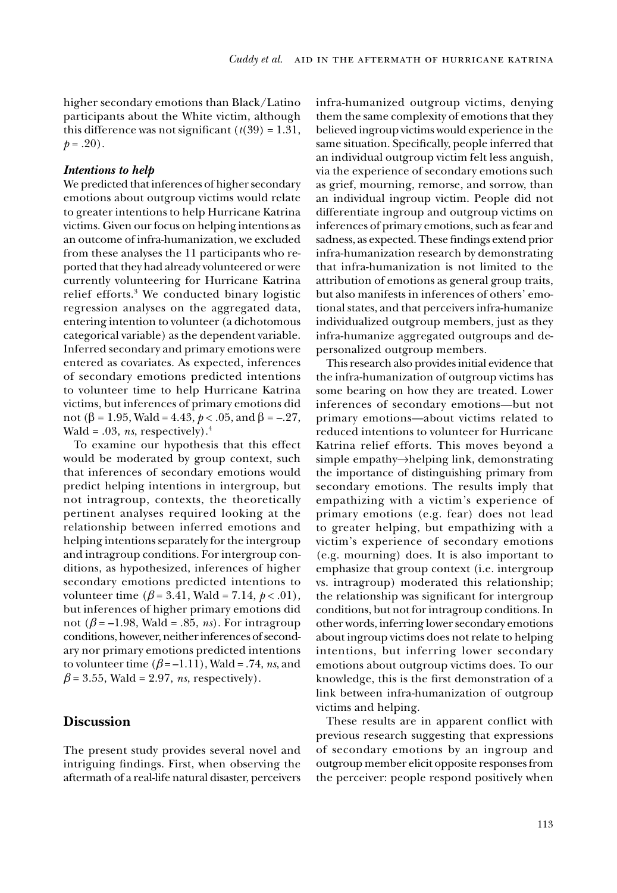higher secondary emotions than Black/Latino participants about the White victim, although this difference was not significant ($t(39) = 1.31$, $p = .20$).

### *Intentions to help*

We predicted that inferences of higher secondary emotions about outgroup victims would relate to greater intentions to help Hurricane Katrina victims. Given our focus on helping intentions as an outcome of infra-humanization, we excluded from these analyses the 11 participants who reported that they had already volunteered or were currently volunteering for Hurricane Katrina relief efforts.[3] We conducted binary logistic regression analyses on the aggregated data, entering intention to volunteer (a dichotomous categorical variable) as the dependent variable. Inferred secondary and primary emotions were entered as covariates. As expected, inferences of secondary emotions predicted intentions to volunteer time to help Hurricane Katrina victims, but inferences of primary emotions did not ($\beta = 1.95$, Wald = 4.43, $p < .05$, and $\beta = -.27$, Wald = .03, *ns*, respectively).[4]

To examine our hypothesis that this effect would be moderated by group context, such that inferences of secondary emotions would predict helping intentions in intergroup, but not intragroup, contexts, the theoretically pertinent analyses required looking at the relationship between inferred emotions and helping intentions separately for the intergroup and intragroup conditions. For intergroup conditions, as hypothesized, inferences of higher secondary emotions predicted intentions to volunteer time ($\beta = 3.41$, Wald = 7.14, $p < .01$), but inferences of higher primary emotions did not ($\beta = -1.98$, Wald = .85, *ns*). For intragroup conditions, however, neither inferences of secondary nor primary emotions predicted intentions to volunteer time ($\beta = -1.11$), Wald = .74, *ns*, and $\beta = 3.55$, Wald = 2.97, *ns*, respectively).

## Discussion

The present study provides several novel and intriguing findings. First, when observing the aftermath of a real-life natural disaster, perceivers infra-humanized outgroup victims, denying them the same complexity of emotions that they believed ingroup victims would experience in the same situation. Specifically, people inferred that an individual outgroup victim felt less anguish, via the experience of secondary emotions such as grief, mourning, remorse, and sorrow, than an individual ingroup victim. People did not differentiate ingroup and outgroup victims on inferences of primary emotions, such as fear and sadness, as expected. These findings extend prior infra-humanization research by demonstrating that infra-humanization is not limited to the attribution of emotions as general group traits, but also manifests in inferences of others' emotional states, and that perceivers infra-humanize individualized outgroup members, just as they infra-humanize aggregated outgroups and depersonalized outgroup members.

This research also provides initial evidence that the infra-humanization of outgroup victims has some bearing on how they are treated. Lower inferences of secondary emotions—but not primary emotions—about victims related to reduced intentions to volunteer for Hurricane Katrina relief efforts. This moves beyond a simple empathy→helping link, demonstrating the importance of distinguishing primary from secondary emotions. The results imply that empathizing with a victim's experience of primary emotions (e.g. fear) does not lead to greater helping, but empathizing with a victim's experience of secondary emotions (e.g. mourning) does. It is also important to emphasize that group context (i.e. intergroup vs. intragroup) moderated this relationship; the relationship was significant for intergroup conditions, but not for intragroup conditions. In other words, inferring lower secondary emotions about ingroup victims does not relate to helping intentions, but inferring lower secondary emotions about outgroup victims does. To our knowledge, this is the first demonstration of a link between infra-humanization of outgroup victims and helping.

These results are in apparent conflict with previous research suggesting that expressions of secondary emotions by an ingroup and outgroup member elicit opposite responses from the perceiver: people respond positively when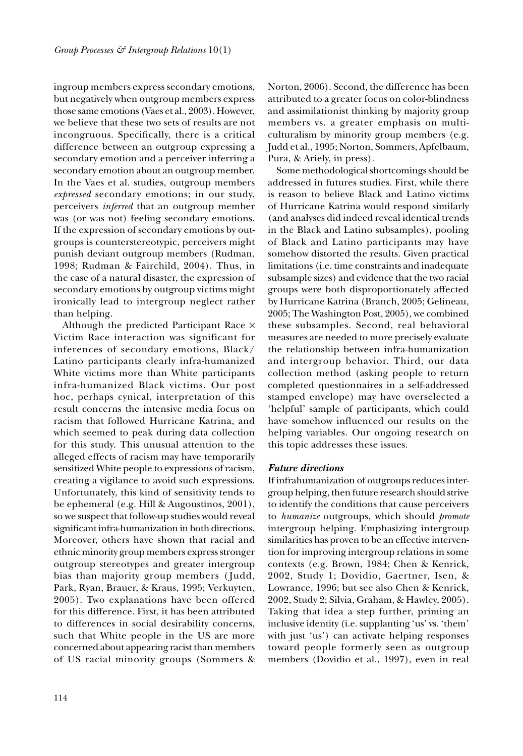ingroup members express secondary emotions, but negatively when outgroup members express those same emotions (Vaes et al., 2003). However, we believe that these two sets of results are not incongruous. Specifically, there is a critical difference between an outgroup expressing a secondary emotion and a perceiver inferring a secondary emotion about an outgroup member. In the Vaes et al. studies, outgroup members *expressed* secondary emotions; in our study, perceivers *inferred* that an outgroup member was (or was not) feeling secondary emotions. If the expression of secondary emotions by outgroups is counterstereotypic, perceivers might punish deviant outgroup members (Rudman, 1998; Rudman & Fairchild, 2004). Thus, in the case of a natural disaster, the expression of secondary emotions by outgroup victims might ironically lead to intergroup neglect rather than helping.

Although the predicted Participant Race × Victim Race interaction was significant for inferences of secondary emotions, Black/Latino participants clearly infra-humanized White victims more than White participants infra-humanized Black victims. Our post hoc, perhaps cynical, interpretation of this result concerns the intensive media focus on racism that followed Hurricane Katrina, and which seemed to peak during data collection for this study. This unusual attention to the alleged effects of racism may have temporarily sensitized White people to expressions of racism, creating a vigilance to avoid such expressions. Unfortunately, this kind of sensitivity tends to be ephemeral (e.g. Hill & Augoustinos, 2001), so we suspect that follow-up studies would reveal significant infra-humanization in both directions. Moreover, others have shown that racial and ethnic minority group members express stronger outgroup stereotypes and greater intergroup bias than majority group members (Judd, Park, Ryan, Brauer, & Kraus, 1995; Verkuyten, 2005). Two explanations have been offered for this difference. First, it has been attributed to differences in social desirability concerns, such that White people in the US are more concerned about appearing racist than members of US racial minority groups (Sommers & Norton, 2006). Second, the difference has been attributed to a greater focus on color-blindness and assimilationist thinking by majority group members vs. a greater emphasis on multiculturalism by minority group members (e.g. Judd et al., 1995; Norton, Sommers, Apfelbaum, Pura, & Ariely, in press).

Some methodological shortcomings should be addressed in futures studies. First, while there is reason to believe Black and Latino victims of Hurricane Katrina would respond similarly (and analyses did indeed reveal identical trends in the Black and Latino subsamples), pooling of Black and Latino participants may have somehow distorted the results. Given practical limitations (i.e. time constraints and inadequate subsample sizes) and evidence that the two racial groups were both disproportionately affected by Hurricane Katrina (Branch, 2005; Gelineau, 2005; The Washington Post, 2005), we combined these subsamples. Second, real behavioral measures are needed to more precisely evaluate the relationship between infra-humanization and intergroup behavior. Third, our data collection method (asking people to return completed questionnaires in a self-addressed stamped envelope) may have overselected a 'helpful' sample of participants, which could have somehow influenced our results on the helping variables. Our ongoing research on this topic addresses these issues.

### *Future directions*

If infrahumanization of outgroups reduces intergroup helping, then future research should strive to identify the conditions that cause perceivers to *humanize* outgroups, which should *promote* intergroup helping. Emphasizing intergroup similarities has proven to be an effective intervention for improving intergroup relations in some contexts (e.g. Brown, 1984; Chen & Kenrick, 2002, Study 1; Dovidio, Gaertner, Isen, & Lowrance, 1996; but see also Chen & Kenrick, 2002, Study 2; Silvia, Graham, & Hawley, 2005). Taking that idea a step further, priming an inclusive identity (i.e. supplanting 'us' vs. 'them' with just 'us') can activate helping responses toward people formerly seen as outgroup members (Dovidio et al., 1997), even in real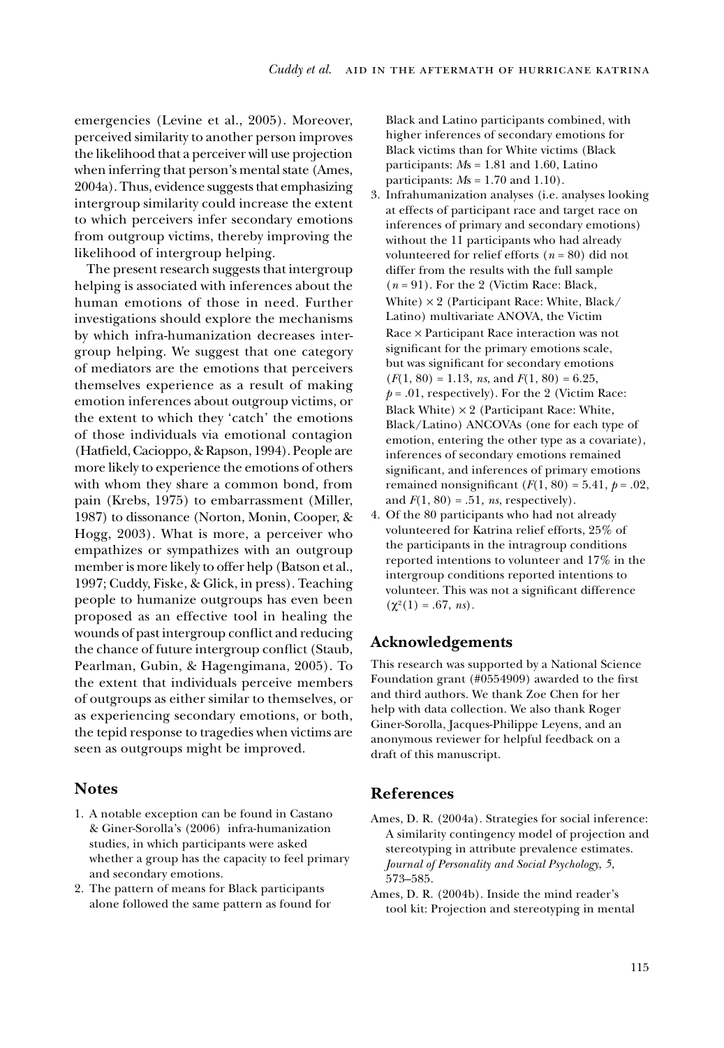emergencies (Levine et al., 2005). Moreover, perceived similarity to another person improves the likelihood that a perceiver will use projection when inferring that person's mental state (Ames, 2004a). Thus, evidence suggests that emphasizing intergroup similarity could increase the extent to which perceivers infer secondary emotions from outgroup victims, thereby improving the likelihood of intergroup helping.

The present research suggests that intergroup helping is associated with inferences about the human emotions of those in need. Further investigations should explore the mechanisms by which infra-humanization decreases intergroup helping. We suggest that one category of mediators are the emotions that perceivers themselves experience as a result of making emotion inferences about outgroup victims, or the extent to which they 'catch' the emotions of those individuals via emotional contagion (Hatfield, Cacioppo, & Rapson, 1994). People are more likely to experience the emotions of others with whom they share a common bond, from pain (Krebs, 1975) to embarrassment (Miller, 1987) to dissonance (Norton, Monin, Cooper, & Hogg, 2003). What is more, a perceiver who empathizes or sympathizes with an outgroup member is more likely to offer help (Batson et al., 1997; Cuddy, Fiske, & Glick, in press). Teaching people to humanize outgroups has even been proposed as an effective tool in healing the wounds of past intergroup conflict and reducing the chance of future intergroup conflict (Staub, Pearlman, Gubin, & Hagengimana, 2005). To the extent that individuals perceive members of outgroups as either similar to themselves, or as experiencing secondary emotions, or both, the tepid response to tragedies when victims are seen as outgroups might be improved.

## Notes

1. A notable exception can be found in Castano & Giner-Sorolla's (2006) infra-humanization studies, in which participants were asked whether a group has the capacity to feel primary and secondary emotions.
2. The pattern of means for Black participants alone followed the same pattern as found for Black and Latino participants combined, with higher inferences of secondary emotions for Black victims than for White victims (Black participants: *M*s = 1.81 and 1.60, Latino participants: *M*s = 1.70 and 1.10).
3. Infrahumanization analyses (i.e. analyses looking at effects of participant race and target race on inferences of primary and secondary emotions) without the 11 participants who had already volunteered for relief efforts ($n = 80$) did not differ from the results with the full sample ($n = 91$). For the 2 (Victim Race: Black, White) × 2 (Participant Race: White, Black/Latino) multivariate ANOVA, the Victim Race × Participant Race interaction was not significant for the primary emotions scale, but was significant for secondary emotions ($F(1, 80) = 1.13$, *ns*, and $F(1, 80) = 6.25$, $p = .01$, respectively). For the 2 (Victim Race: Black White) × 2 (Participant Race: White, Black/Latino) ANCOVAs (one for each type of emotion, entering the other type as a covariate), inferences of secondary emotions remained significant, and inferences of primary emotions remained nonsignificant ($F(1, 80) = 5.41$, $p = .02$, and $F(1, 80) = .51$, *ns*, respectively).
4. Of the 80 participants who had not already volunteered for Katrina relief efforts, 25% of the participants in the intragroup conditions reported intentions to volunteer and 17% in the intergroup conditions reported intentions to volunteer. This was not a significant difference ($\chi^2(1) = .67$, *ns*).

## Acknowledgements

This research was supported by a National Science Foundation grant (#0554909) awarded to the first and third authors. We thank Zoe Chen for her help with data collection. We also thank Roger Giner-Sorolla, Jacques-Philippe Leyens, and an anonymous reviewer for helpful feedback on a draft of this manuscript.

## References

Ames, D. R. (2004a). Strategies for social inference: A similarity contingency model of projection and stereotyping in attribute prevalence estimates. *Journal of Personality and Social Psychology*, *5*, 573–585.

Ames, D. R. (2004b). Inside the mind reader's tool kit: Projection and stereotyping in mental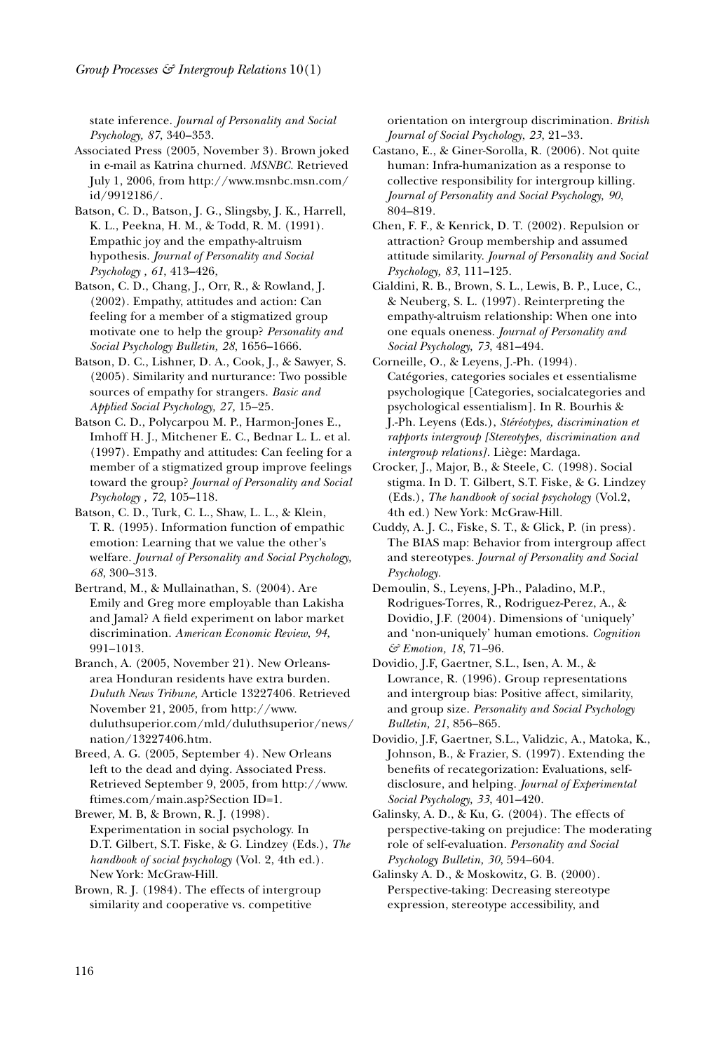state inference. *Journal of Personality and Social Psychology, 87*, 340–353.

Associated Press (2005, November 3). Brown joked in e-mail as Katrina churned. *MSNBC.* Retrieved July 1, 2006, from http://www.msnbc.msn.com/id/9912186/.

Batson, C. D., Batson, J. G., Slingsby, J. K., Harrell, K. L., Peekna, H. M., & Todd, R. M. (1991). Empathic joy and the empathy-altruism hypothesis. *Journal of Personality and Social Psychology , 61*, 413–426,

Batson, C. D., Chang, J., Orr, R., & Rowland, J. (2002). Empathy, attitudes and action: Can feeling for a member of a stigmatized group motivate one to help the group? *Personality and Social Psychology Bulletin, 28*, 1656–1666.

Batson, D. C., Lishner, D. A., Cook, J., & Sawyer, S. (2005). Similarity and nurturance: Two possible sources of empathy for strangers. *Basic and Applied Social Psychology, 27*, 15–25.

Batson C. D., Polycarpou M. P., Harmon-Jones E., Imhoff H. J., Mitchener E. C., Bednar L. L. et al. (1997). Empathy and attitudes: Can feeling for a member of a stigmatized group improve feelings toward the group? *Journal of Personality and Social Psychology , 72*, 105–118.

Batson, C. D., Turk, C. L., Shaw, L. L., & Klein, T. R. (1995). Information function of empathic emotion: Learning that we value the other's welfare. *Journal of Personality and Social Psychology, 68*, 300–313.

Bertrand, M., & Mullainathan, S. (2004). Are Emily and Greg more employable than Lakisha and Jamal? A field experiment on labor market discrimination. *American Economic Review, 94*, 991–1013.

Branch, A. (2005, November 21). New Orleans-area Honduran residents have extra burden. *Duluth News Tribune,* Article 13227406. Retrieved November 21, 2005, from http://www.duluthsuperior.com/mld/duluthsuperior/news/nation/13227406.htm.

Breed, A. G. (2005, September 4). New Orleans left to the dead and dying. Associated Press. Retrieved September 9, 2005, from http://www.ftimes.com/main.asp?Section ID=1.

Brewer, M. B, & Brown, R. J. (1998). Experimentation in social psychology. In D.T. Gilbert, S.T. Fiske, & G. Lindzey (Eds.), *The handbook of social psychology* (Vol. 2, 4th ed.). New York: McGraw-Hill.

Brown, R. J. (1984). The effects of intergroup similarity and cooperative vs. competitive orientation on intergroup discrimination. *British Journal of Social Psychology, 23*, 21–33.

Castano, E., & Giner-Sorolla, R. (2006). Not quite human: Infra-humanization as a response to collective responsibility for intergroup killing. *Journal of Personality and Social Psychology, 90*, 804–819.

Chen, F. F., & Kenrick, D. T. (2002). Repulsion or attraction? Group membership and assumed attitude similarity. *Journal of Personality and Social Psychology, 83*, 111–125.

Cialdini, R. B., Brown, S. L., Lewis, B. P., Luce, C., & Neuberg, S. L. (1997). Reinterpreting the empathy-altruism relationship: When one into one equals oneness. *Journal of Personality and Social Psychology, 73*, 481–494.

Corneille, O., & Leyens, J.-Ph. (1994). Catégories, categories sociales et essentialisme psychologique [Categories, socialcategories and psychological essentialism]. In R. Bourhis & J.-Ph. Leyens (Eds.), *Stéréotypes, discrimination et rapports intergroup [Stereotypes, discrimination and intergroup relations]*. Liège: Mardaga.

Crocker, J., Major, B., & Steele, C. (1998). Social stigma. In D. T. Gilbert, S.T. Fiske, & G. Lindzey (Eds.), *The handbook of social psychology* (Vol.2, 4th ed.) New York: McGraw-Hill.

Cuddy, A. J. C., Fiske, S. T., & Glick, P. (in press). The BIAS map: Behavior from intergroup affect and stereotypes. *Journal of Personality and Social Psychology.*

Demoulin, S., Leyens, J-Ph., Paladino, M.P., Rodrigues-Torres, R., Rodriguez-Perez, A., & Dovidio, J.F. (2004). Dimensions of 'uniquely' and 'non-uniquely' human emotions. *Cognition & Emotion, 18*, 71–96.

Dovidio, J.F, Gaertner, S.L., Isen, A. M., & Lowrance, R. (1996). Group representations and intergroup bias: Positive affect, similarity, and group size. *Personality and Social Psychology Bulletin, 21*, 856–865.

Dovidio, J.F, Gaertner, S.L., Validzic, A., Matoka, K., Johnson, B., & Frazier, S. (1997). Extending the benefits of recategorization: Evaluations, self-disclosure, and helping. *Journal of Experimental Social Psychology, 33*, 401–420.

Galinsky, A. D., & Ku, G. (2004). The effects of perspective-taking on prejudice: The moderating role of self-evaluation. *Personality and Social Psychology Bulletin, 30*, 594–604.

Galinsky A. D., & Moskowitz, G. B. (2000). Perspective-taking: Decreasing stereotype expression, stereotype accessibility, and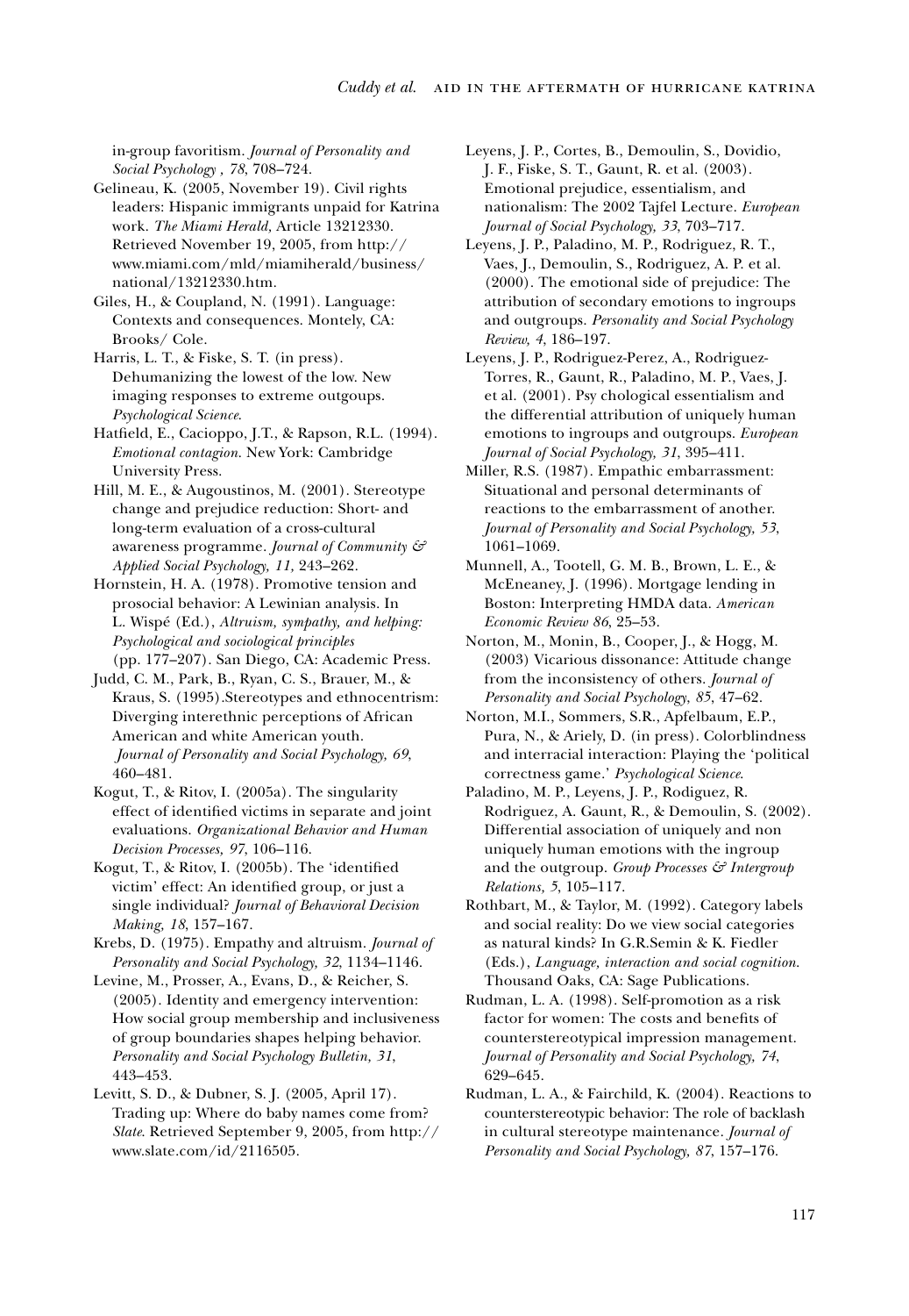in-group favoritism. *Journal of Personality and Social Psychology , 78*, 708–724.

Gelineau, K. (2005, November 19). Civil rights leaders: Hispanic immigrants unpaid for Katrina work. *The Miami Herald*, Article 13212330. Retrieved November 19, 2005, from http://www.miami.com/mld/miamiherald/business/national/13212330.htm.

Giles, H., & Coupland, N. (1991). Language: Contexts and consequences. Montely, CA: Brooks/ Cole.

Harris, L. T., & Fiske, S. T. (in press). Dehumanizing the lowest of the low. New imaging responses to extreme outgoups. *Psychological Science*.

Hatfield, E., Cacioppo, J.T., & Rapson, R.L. (1994). *Emotional contagion*. New York: Cambridge University Press.

Hill, M. E., & Augoustinos, M. (2001). Stereotype change and prejudice reduction: Short- and long-term evaluation of a cross-cultural awareness programme. *Journal of Community & Applied Social Psychology, 11,* 243–262.

Hornstein, H. A. (1978). Promotive tension and prosocial behavior: A Lewinian analysis. In L. Wispé (Ed.), *Altruism, sympathy, and helping: Psychological and sociological principles* (pp. 177–207). San Diego, CA: Academic Press.

Judd, C. M., Park, B., Ryan, C. S., Brauer, M., & Kraus, S. (1995).Stereotypes and ethnocentrism: Diverging interethnic perceptions of African American and white American youth. *Journal of Personality and Social Psychology, 69*, 460–481.

Kogut, T., & Ritov, I. (2005a). The singularity effect of identified victims in separate and joint evaluations. *Organizational Behavior and Human Decision Processes, 97*, 106–116.

Kogut, T., & Ritov, I. (2005b). The 'identified victim' effect: An identified group, or just a single individual? *Journal of Behavioral Decision Making, 18*, 157–167.

Krebs, D. (1975). Empathy and altruism. *Journal of Personality and Social Psychology, 32*, 1134–1146.

Levine, M., Prosser, A., Evans, D., & Reicher, S. (2005). Identity and emergency intervention: How social group membership and inclusiveness of group boundaries shapes helping behavior. *Personality and Social Psychology Bulletin, 31*, 443–453.

Levitt, S. D., & Dubner, S. J. (2005, April 17). Trading up: Where do baby names come from? *Slate*. Retrieved September 9, 2005, from http://www.slate.com/id/2116505.

Leyens, J. P., Cortes, B., Demoulin, S., Dovidio, J. F., Fiske, S. T., Gaunt, R. et al. (2003). Emotional prejudice, essentialism, and nationalism: The 2002 Tajfel Lecture. *European Journal of Social Psychology, 33*, 703–717.

Leyens, J. P., Paladino, M. P., Rodriguez, R. T., Vaes, J., Demoulin, S., Rodriguez, A. P. et al. (2000). The emotional side of prejudice: The attribution of secondary emotions to ingroups and outgroups. *Personality and Social Psychology Review, 4*, 186–197.

Leyens, J. P., Rodriguez-Perez, A., Rodriguez-Torres, R., Gaunt, R., Paladino, M. P., Vaes, J. et al. (2001). Psy chological essentialism and the differential attribution of uniquely human emotions to ingroups and outgroups. *European Journal of Social Psychology, 31*, 395–411.

Miller, R.S. (1987). Empathic embarrassment: Situational and personal determinants of reactions to the embarrassment of another. *Journal of Personality and Social Psychology, 53*, 1061–1069.

Munnell, A., Tootell, G. M. B., Brown, L. E., & McEneaney, J. (1996). Mortgage lending in Boston: Interpreting HMDA data. *American Economic Review 86*, 25–53.

Norton, M., Monin, B., Cooper, J., & Hogg, M. (2003) Vicarious dissonance: Attitude change from the inconsistency of others. *Journal of Personality and Social Psychology, 85*, 47–62.

Norton, M.I., Sommers, S.R., Apfelbaum, E.P., Pura, N., & Ariely, D. (in press). Colorblindness and interracial interaction: Playing the 'political correctness game.' *Psychological Science*.

Paladino, M. P., Leyens, J. P., Rodiguez, R. Rodriguez, A. Gaunt, R., & Demoulin, S. (2002). Differential association of uniquely and non uniquely human emotions with the ingroup and the outgroup. *Group Processes & Intergroup Relations, 5*, 105–117.

Rothbart, M., & Taylor, M. (1992). Category labels and social reality: Do we view social categories as natural kinds? In G.R.Semin & K. Fiedler (Eds.), *Language, interaction and social cognition*. Thousand Oaks, CA: Sage Publications.

Rudman, L. A. (1998). Self-promotion as a risk factor for women: The costs and benefits of counterstereotypical impression management. *Journal of Personality and Social Psychology, 74*, 629–645.

Rudman, L. A., & Fairchild, K. (2004). Reactions to counterstereotypic behavior: The role of backlash in cultural stereotype maintenance. *Journal of Personality and Social Psychology, 87*, 157–176.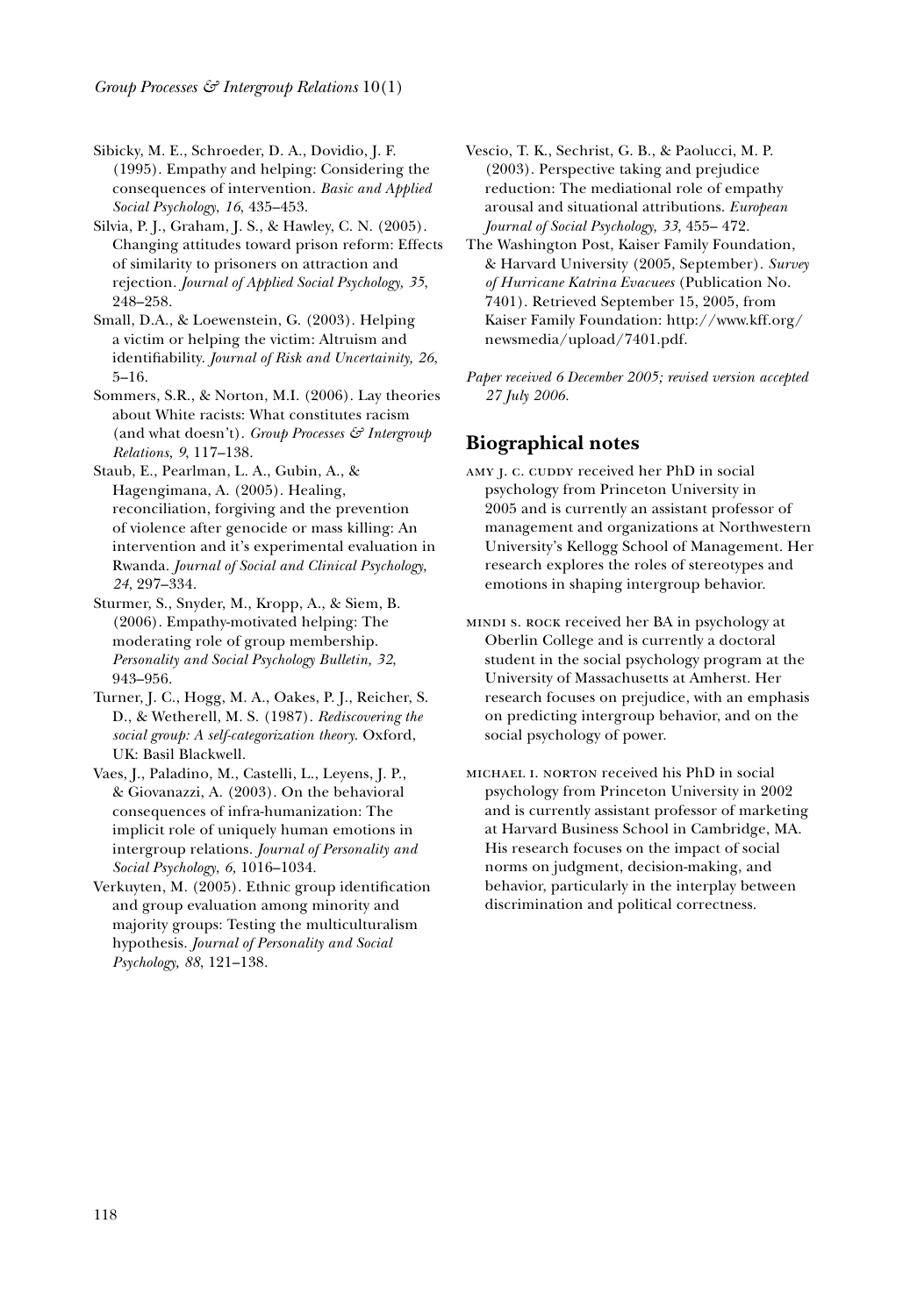Sibicky, M. E., Schroeder, D. A., Dovidio, J. F. (1995). Empathy and helping: Considering the consequences of intervention. *Basic and Applied Social Psychology*, *16*, 435–453.

Silvia, P. J., Graham, J. S., & Hawley, C. N. (2005). Changing attitudes toward prison reform: Effects of similarity to prisoners on attraction and rejection. *Journal of Applied Social Psychology, 35*, 248–258.

Small, D.A., & Loewenstein, G. (2003). Helping a victim or helping the victim: Altruism and identifiability. *Journal of Risk and Uncertainity, 26*, 5–16.

Sommers, S.R., & Norton, M.I. (2006). Lay theories about White racists: What constitutes racism (and what doesn't). *Group Processes & Intergroup Relations*, *9*, 117–138.

Staub, E., Pearlman, L. A., Gubin, A., & Hagengimana, A. (2005). Healing, reconciliation, forgiving and the prevention of violence after genocide or mass killing: An intervention and it's experimental evaluation in Rwanda. *Journal of Social and Clinical Psychology, 24*, 297–334.

Sturmer, S., Snyder, M., Kropp, A., & Siem, B. (2006). Empathy-motivated helping: The moderating role of group membership. *Personality and Social Psychology Bulletin, 32*, 943–956.

Turner, J. C., Hogg, M. A., Oakes, P. J., Reicher, S. D., & Wetherell, M. S. (1987). *Rediscovering the social group: A self-categorization theory.* Oxford, UK: Basil Blackwell.

Vaes, J., Paladino, M., Castelli, L., Leyens, J. P., & Giovanazzi, A. (2003). On the behavioral consequences of infra-humanization: The implicit role of uniquely human emotions in intergroup relations. *Journal of Personality and Social Psychology, 6,* 1016–1034.

Verkuyten, M. (2005). Ethnic group identification and group evaluation among minority and majority groups: Testing the multiculturalism hypothesis. *Journal of Personality and Social Psychology, 88*, 121–138.

Vescio, T. K., Sechrist, G. B., & Paolucci, M. P. (2003). Perspective taking and prejudice reduction: The mediational role of empathy arousal and situational attributions. *European Journal of Social Psychology, 33*, 455– 472.

The Washington Post, Kaiser Family Foundation, & Harvard University (2005, September). *Survey of Hurricane Katrina Evacuees* (Publication No. 7401). Retrieved September 15, 2005, from Kaiser Family Foundation: http://www.kff.org/newsmedia/upload/7401.pdf.

*Paper received 6 December 2005; revised version accepted 27 July 2006.*

## Biographical notes

AMY J. C. CUDDY received her PhD in social psychology from Princeton University in 2005 and is currently an assistant professor of management and organizations at Northwestern University's Kellogg School of Management. Her research explores the roles of stereotypes and emotions in shaping intergroup behavior.

MINDI S. ROCK received her BA in psychology at Oberlin College and is currently a doctoral student in the social psychology program at the University of Massachusetts at Amherst. Her research focuses on prejudice, with an emphasis on predicting intergroup behavior, and on the social psychology of power.

MICHAEL I. NORTON received his PhD in social psychology from Princeton University in 2002 and is currently assistant professor of marketing at Harvard Business School in Cambridge, MA. His research focuses on the impact of social norms on judgment, decision-making, and behavior, particularly in the interplay between discrimination and political correctness.